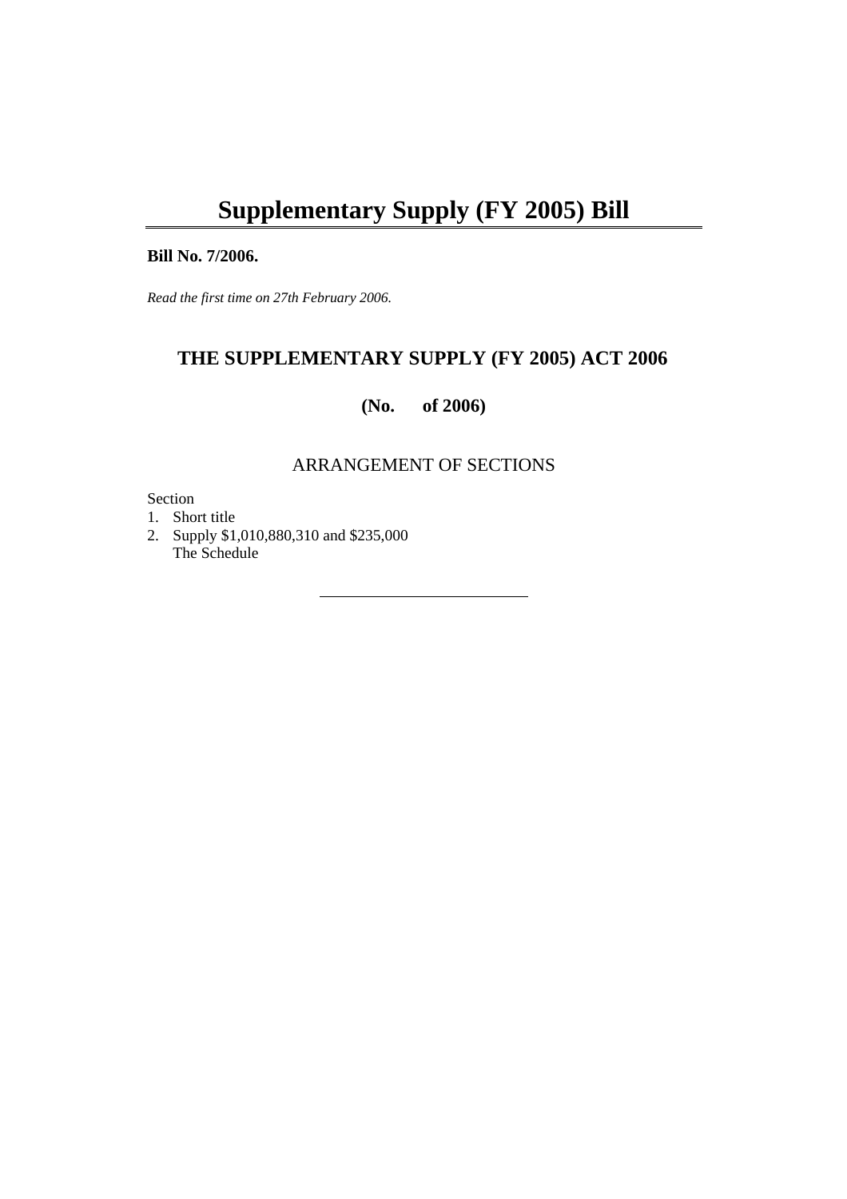# Supplementary Supply (FY 2005) Bill

**Bill No. 7/2006.**

*Read the first time on 27th February 2006.*

## THE SUPPLEMENTARY SUPPLY (FY 2005) ACT 2006

**(No. of 2006)**

ARRANGEMENT OF SECTIONS

Section

1. Short title
2. Supply $1,010,880,310 and $235,000

   The Schedule

---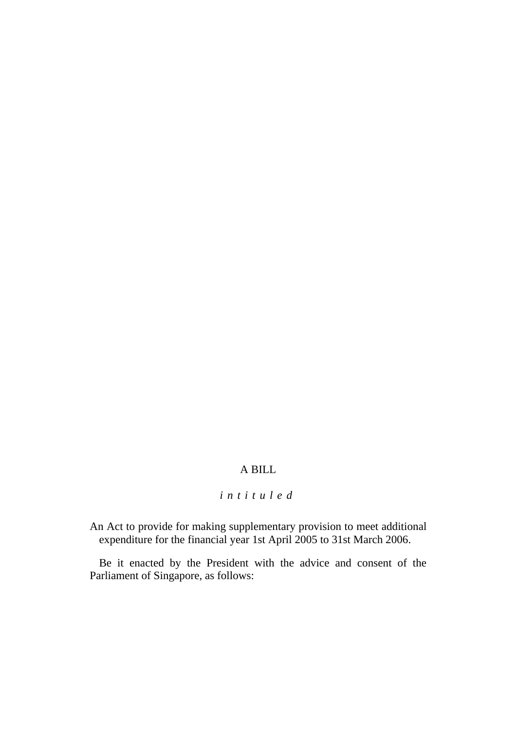A BILL

*intituled*

An Act to provide for making supplementary provision to meet additional expenditure for the financial year 1st April 2005 to 31st March 2006.

Be it enacted by the President with the advice and consent of the Parliament of Singapore, as follows: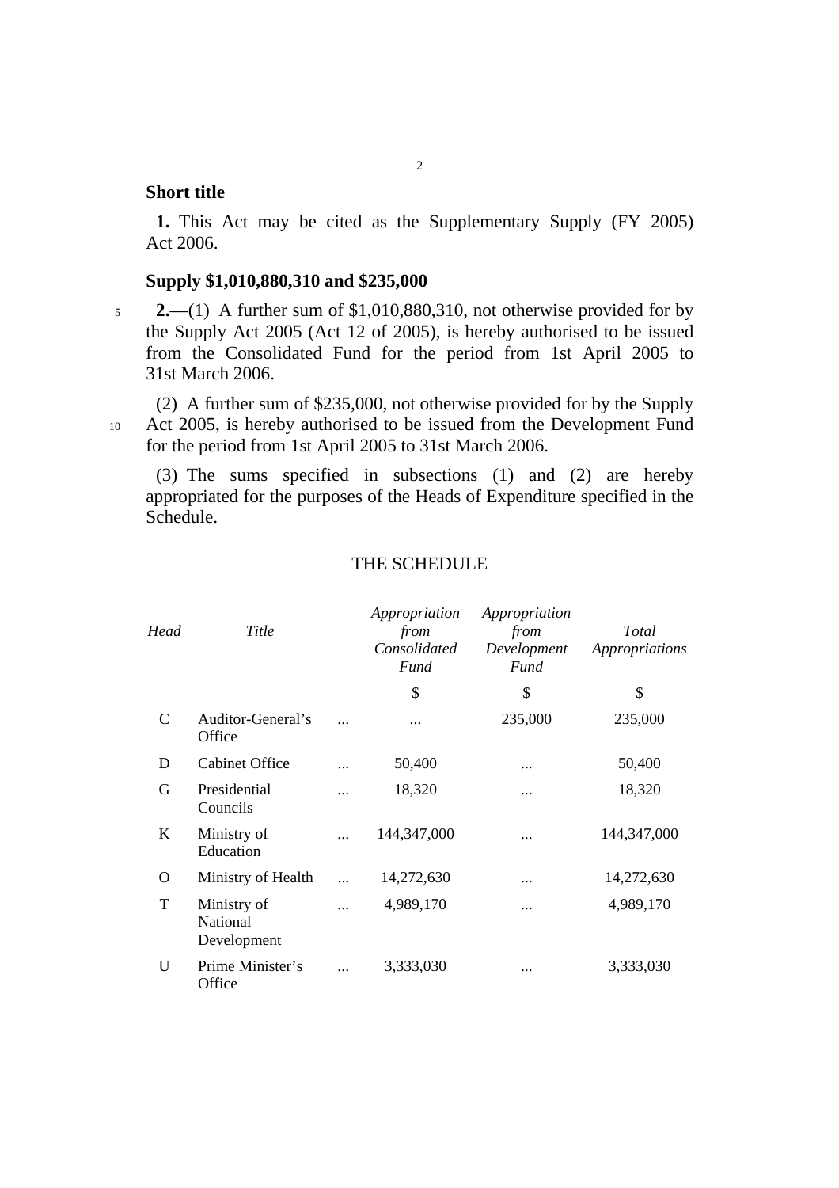**Short title**

**1.** This Act may be cited as the Supplementary Supply (FY 2005) Act 2006.

**Supply $1,010,880,310 and $235,000**

**2.**—(1) A further sum of $1,010,880,310, not otherwise provided for by the Supply Act 2005 (Act 12 of 2005), is hereby authorised to be issued from the Consolidated Fund for the period from 1st April 2005 to 31st March 2006.

(2) A further sum of $235,000, not otherwise provided for by the Supply Act 2005, is hereby authorised to be issued from the Development Fund for the period from 1st April 2005 to 31st March 2006.

(3) The sums specified in subsections (1) and (2) are hereby appropriated for the purposes of the Heads of Expenditure specified in the Schedule.

THE SCHEDULE

| *Head* | *Title* | | *Appropriation from Consolidated Fund* | *Appropriation from Development Fund* | *Total Appropriations* |
|---|---|---|---|---|---|
| | | | $ | $ | $ |
| C | Auditor-General's Office | ... | ... | 235,000 | 235,000 |
| D | Cabinet Office | ... | 50,400 | ... | 50,400 |
| G | Presidential Councils | ... | 18,320 | ... | 18,320 |
| K | Ministry of Education | ... | 144,347,000 | ... | 144,347,000 |
| O | Ministry of Health | ... | 14,272,630 | ... | 14,272,630 |
| T | Ministry of National Development | ... | 4,989,170 | ... | 4,989,170 |
| U | Prime Minister's Office | ... | 3,333,030 | ... | 3,333,030 |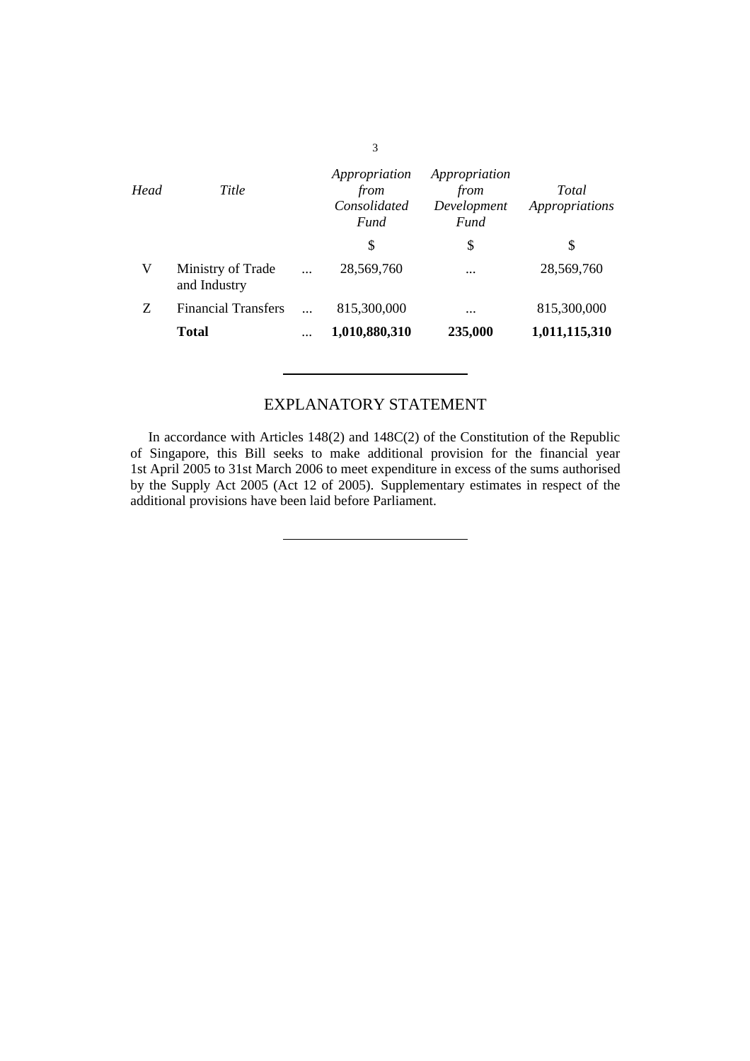| *Head* | *Title* | | *Appropriation from Consolidated Fund* | *Appropriation from Development Fund* | *Total Appropriations* |
|---|---|---|---|---|---|
| | | | $ | $ | $ |
| V | Ministry of Trade and Industry | ... | 28,569,760 | ... | 28,569,760 |
| Z | Financial Transfers | ... | 815,300,000 | ... | 815,300,000 |
| | **Total** | ... | **1,010,880,310** | **235,000** | **1,011,115,310** |

---

## EXPLANATORY STATEMENT

In accordance with Articles 148(2) and 148C(2) of the Constitution of the Republic of Singapore, this Bill seeks to make additional provision for the financial year 1st April 2005 to 31st March 2006 to meet expenditure in excess of the sums authorised by the Supply Act 2005 (Act 12 of 2005). Supplementary estimates in respect of the additional provisions have been laid before Parliament.

---